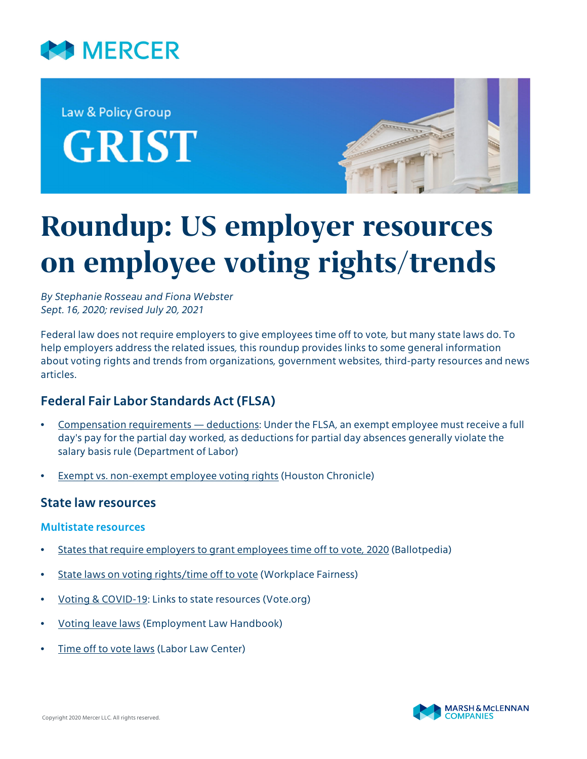MERCER

Law & Policy Group

GRIST

# Roundup: US employer resources on employee voting rights/trends

*By Stephanie Rosseau and Fiona Webster*
*Sept. 16, 2020; revised July 20, 2021*

Federal law does not require employers to give employees time off to vote, but many state laws do. To help employers address the related issues, this roundup provides links to some general information about voting rights and trends from organizations, government websites, third-party resources and news articles.

## Federal Fair Labor Standards Act (FLSA)

- Compensation requirements — deductions: Under the FLSA, an exempt employee must receive a full day's pay for the partial day worked, as deductions for partial day absences generally violate the salary basis rule (Department of Labor)
- Exempt vs. non-exempt employee voting rights (Houston Chronicle)

## State law resources

### Multistate resources

- States that require employers to grant employees time off to vote, 2020 (Ballotpedia)
- State laws on voting rights/time off to vote (Workplace Fairness)
- Voting & COVID-19: Links to state resources (Vote.org)
- Voting leave laws (Employment Law Handbook)
- Time off to vote laws (Labor Law Center)

Copyright 2020 Mercer LLC. All rights reserved.

MARSH & McLENNAN COMPANIES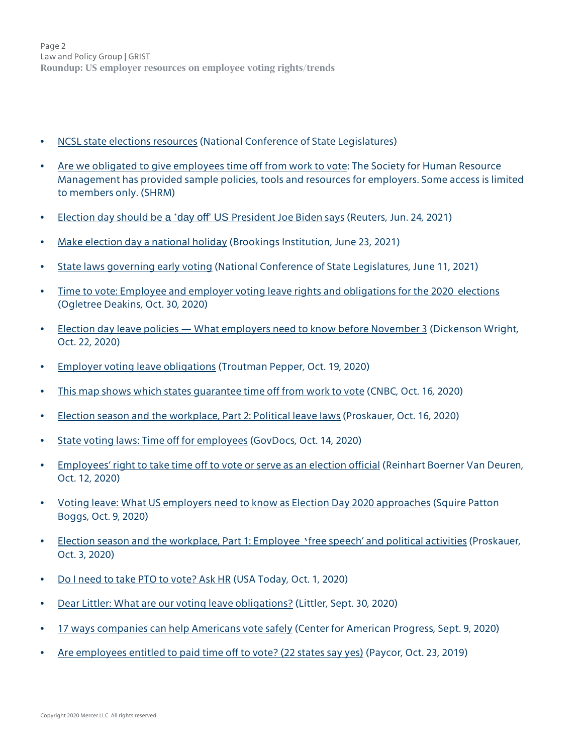- NCSL state elections resources (National Conference of State Legislatures)
- Are we obligated to give employees time off from work to vote: The Society for Human Resource Management has provided sample policies, tools and resources for employers. Some access is limited to members only. (SHRM)
- Election day should be a 'day off' US President Joe Biden says (Reuters, Jun. 24, 2021)
- Make election day a national holiday (Brookings Institution, June 23, 2021)
- State laws governing early voting (National Conference of State Legislatures, June 11, 2021)
- Time to vote: Employee and employer voting leave rights and obligations for the 2020 elections (Ogletree Deakins, Oct. 30, 2020)
- Election day leave policies — What employers need to know before November 3 (Dickenson Wright, Oct. 22, 2020)
- Employer voting leave obligations (Troutman Pepper, Oct. 19, 2020)
- This map shows which states guarantee time off from work to vote (CNBC, Oct. 16, 2020)
- Election season and the workplace, Part 2: Political leave laws (Proskauer, Oct. 16, 2020)
- State voting laws: Time off for employees (GovDocs, Oct. 14, 2020)
- Employees' right to take time off to vote or serve as an election official (Reinhart Boerner Van Deuren, Oct. 12, 2020)
- Voting leave: What US employers need to know as Election Day 2020 approaches (Squire Patton Boggs, Oct. 9, 2020)
- Election season and the workplace, Part 1: Employee 'free speech' and political activities (Proskauer, Oct. 3, 2020)
- Do I need to take PTO to vote? Ask HR (USA Today, Oct. 1, 2020)
- Dear Littler: What are our voting leave obligations? (Littler, Sept. 30, 2020)
- 17 ways companies can help Americans vote safely (Center for American Progress, Sept. 9, 2020)
- Are employees entitled to paid time off to vote? (22 states say yes) (Paycor, Oct. 23, 2019)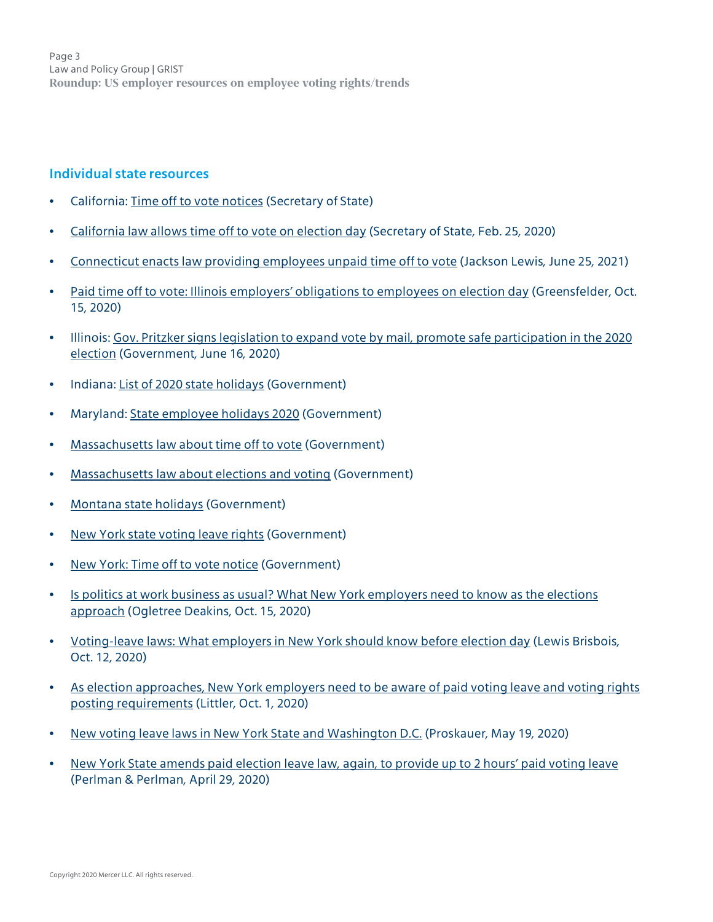## Individual state resources

- California: Time off to vote notices (Secretary of State)
- California law allows time off to vote on election day (Secretary of State, Feb. 25, 2020)
- Connecticut enacts law providing employees unpaid time off to vote (Jackson Lewis, June 25, 2021)
- Paid time off to vote: Illinois employers' obligations to employees on election day (Greensfelder, Oct. 15, 2020)
- Illinois: Gov. Pritzker signs legislation to expand vote by mail, promote safe participation in the 2020 election (Government, June 16, 2020)
- Indiana: List of 2020 state holidays (Government)
- Maryland: State employee holidays 2020 (Government)
- Massachusetts law about time off to vote (Government)
- Massachusetts law about elections and voting (Government)
- Montana state holidays (Government)
- New York state voting leave rights (Government)
- New York: Time off to vote notice (Government)
- Is politics at work business as usual? What New York employers need to know as the elections approach (Ogletree Deakins, Oct. 15, 2020)
- Voting-leave laws: What employers in New York should know before election day (Lewis Brisbois, Oct. 12, 2020)
- As election approaches, New York employers need to be aware of paid voting leave and voting rights posting requirements (Littler, Oct. 1, 2020)
- New voting leave laws in New York State and Washington D.C. (Proskauer, May 19, 2020)
- New York State amends paid election leave law, again, to provide up to 2 hours' paid voting leave (Perlman & Perlman, April 29, 2020)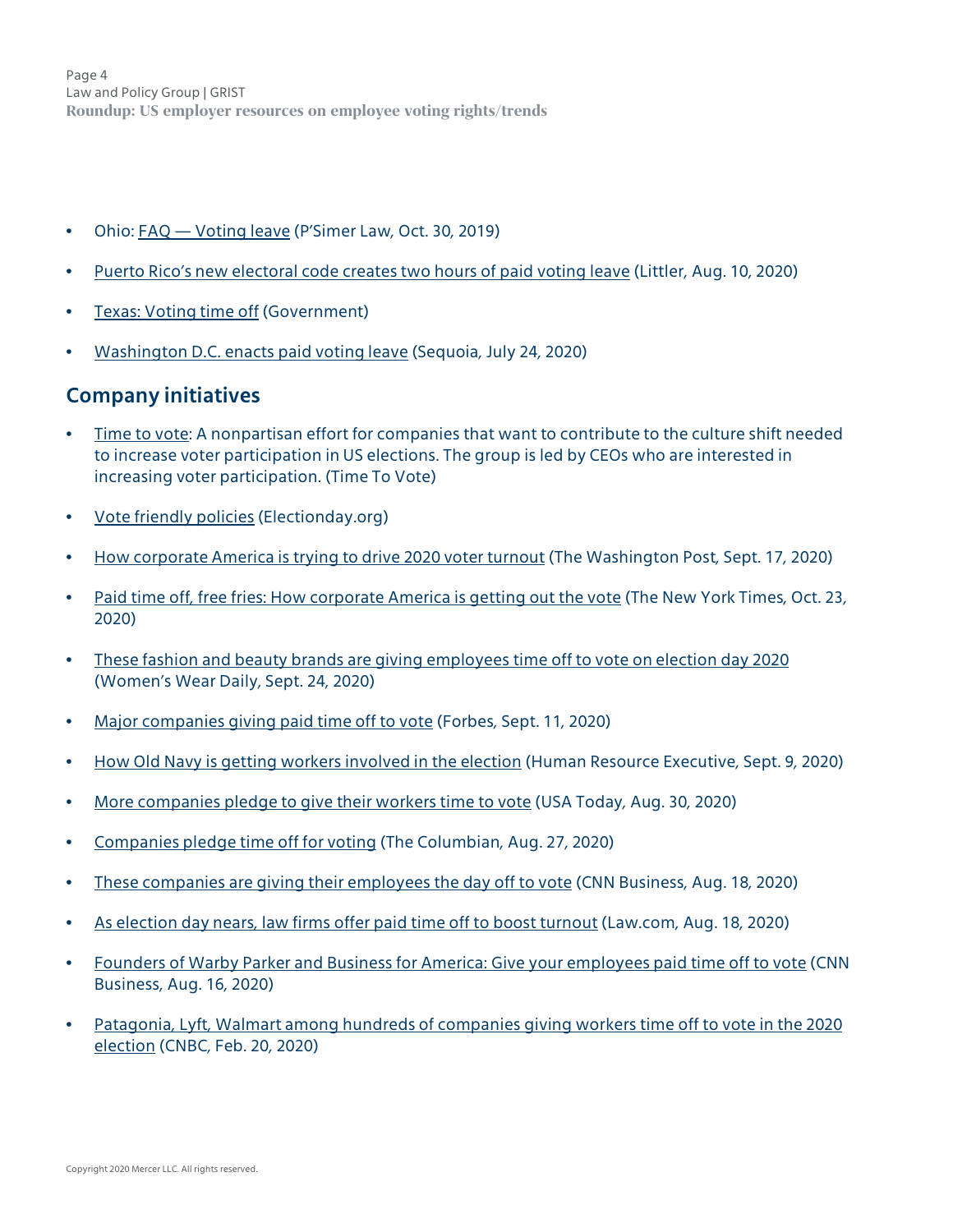- Ohio: FAQ — Voting leave (P'Simer Law, Oct. 30, 2019)
- Puerto Rico's new electoral code creates two hours of paid voting leave (Littler, Aug. 10, 2020)
- Texas: Voting time off (Government)
- Washington D.C. enacts paid voting leave (Sequoia, July 24, 2020)

## Company initiatives

- Time to vote: A nonpartisan effort for companies that want to contribute to the culture shift needed to increase voter participation in US elections. The group is led by CEOs who are interested in increasing voter participation. (Time To Vote)
- Vote friendly policies (Electionday.org)
- How corporate America is trying to drive 2020 voter turnout (The Washington Post, Sept. 17, 2020)
- Paid time off, free fries: How corporate America is getting out the vote (The New York Times, Oct. 23, 2020)
- These fashion and beauty brands are giving employees time off to vote on election day 2020 (Women's Wear Daily, Sept. 24, 2020)
- Major companies giving paid time off to vote (Forbes, Sept. 11, 2020)
- How Old Navy is getting workers involved in the election (Human Resource Executive, Sept. 9, 2020)
- More companies pledge to give their workers time to vote (USA Today, Aug. 30, 2020)
- Companies pledge time off for voting (The Columbian, Aug. 27, 2020)
- These companies are giving their employees the day off to vote (CNN Business, Aug. 18, 2020)
- As election day nears, law firms offer paid time off to boost turnout (Law.com, Aug. 18, 2020)
- Founders of Warby Parker and Business for America: Give your employees paid time off to vote (CNN Business, Aug. 16, 2020)
- Patagonia, Lyft, Walmart among hundreds of companies giving workers time off to vote in the 2020 election (CNBC, Feb. 20, 2020)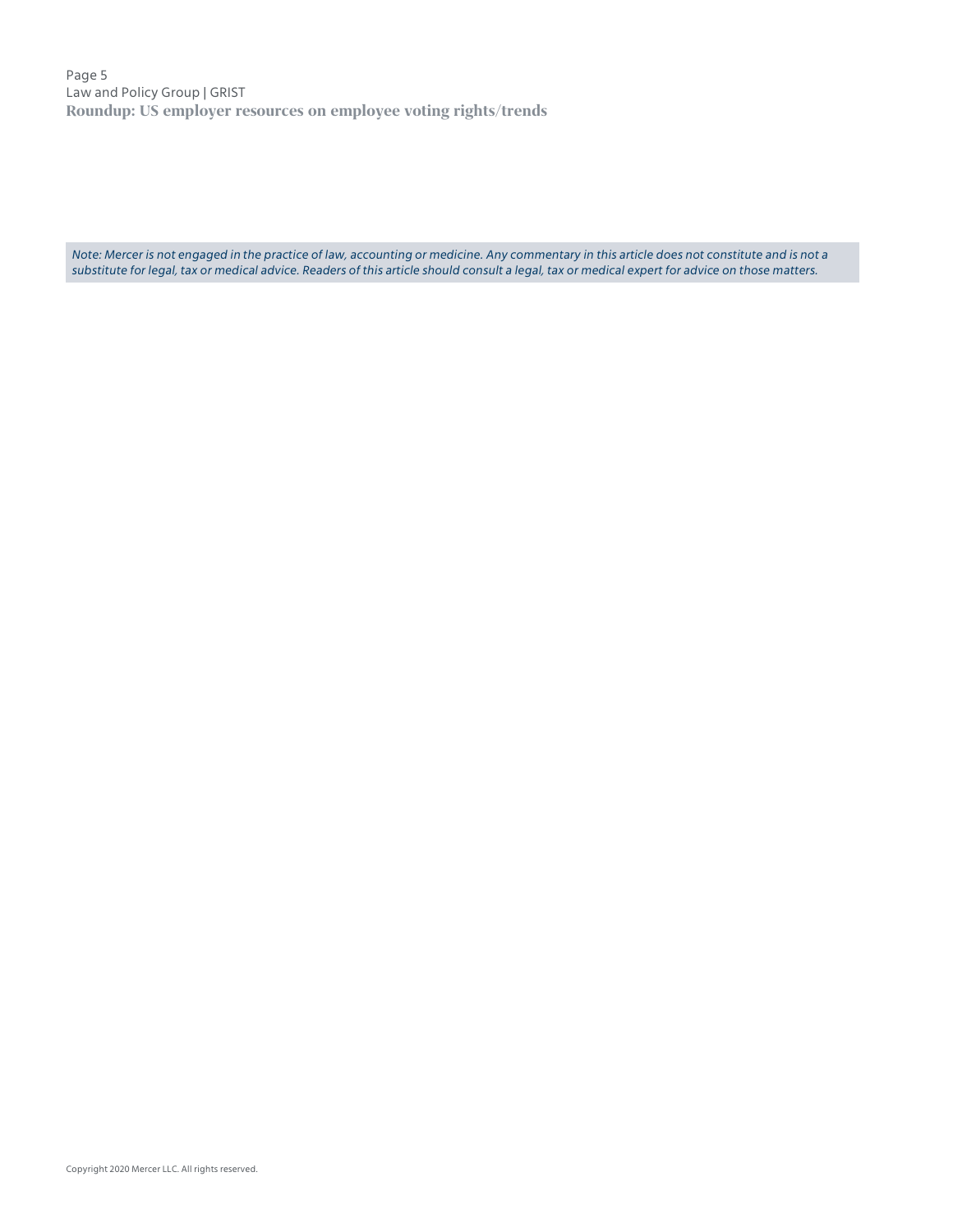*Note: Mercer is not engaged in the practice of law, accounting or medicine. Any commentary in this article does not constitute and is not a substitute for legal, tax or medical advice. Readers of this article should consult a legal, tax or medical expert for advice on those matters.*

Copyright 2020 Mercer LLC. All rights reserved.